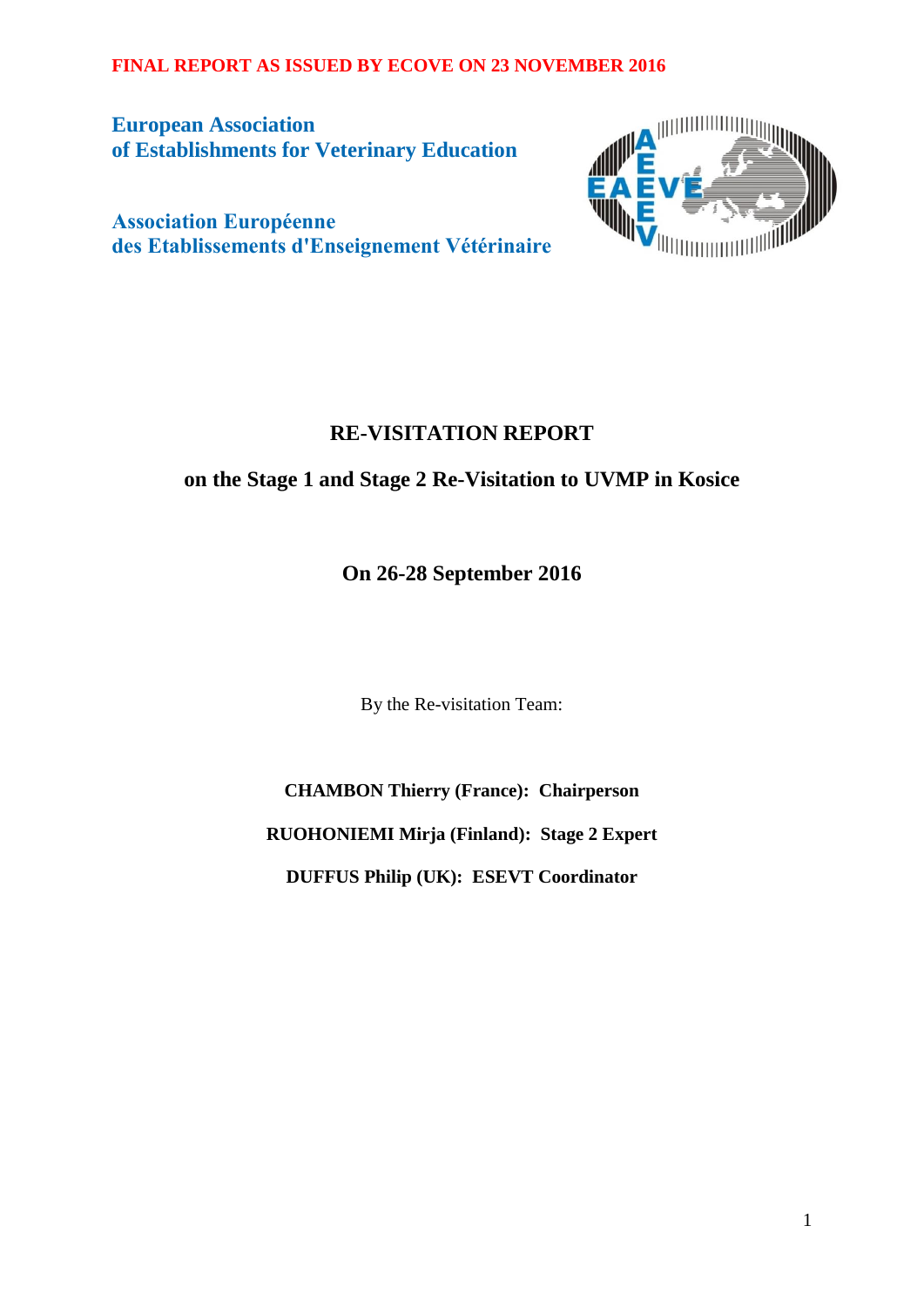**FINAL REPORT AS ISSUED BY ECOVE ON 23 NOVEMBER 2016**

**European Association of Establishments for Veterinary Education**

**Association Européenne des Etablissements d'Enseignement Vétérinaire**

# RE-VISITATION REPORT

## on the Stage 1 and Stage 2 Re-Visitation to UVMP in Kosice

## On 26-28 September 2016

By the Re-visitation Team:

**CHAMBON Thierry (France): Chairperson**

**RUOHONIEMI Mirja (Finland): Stage 2 Expert**

**DUFFUS Philip (UK): ESEVT Coordinator**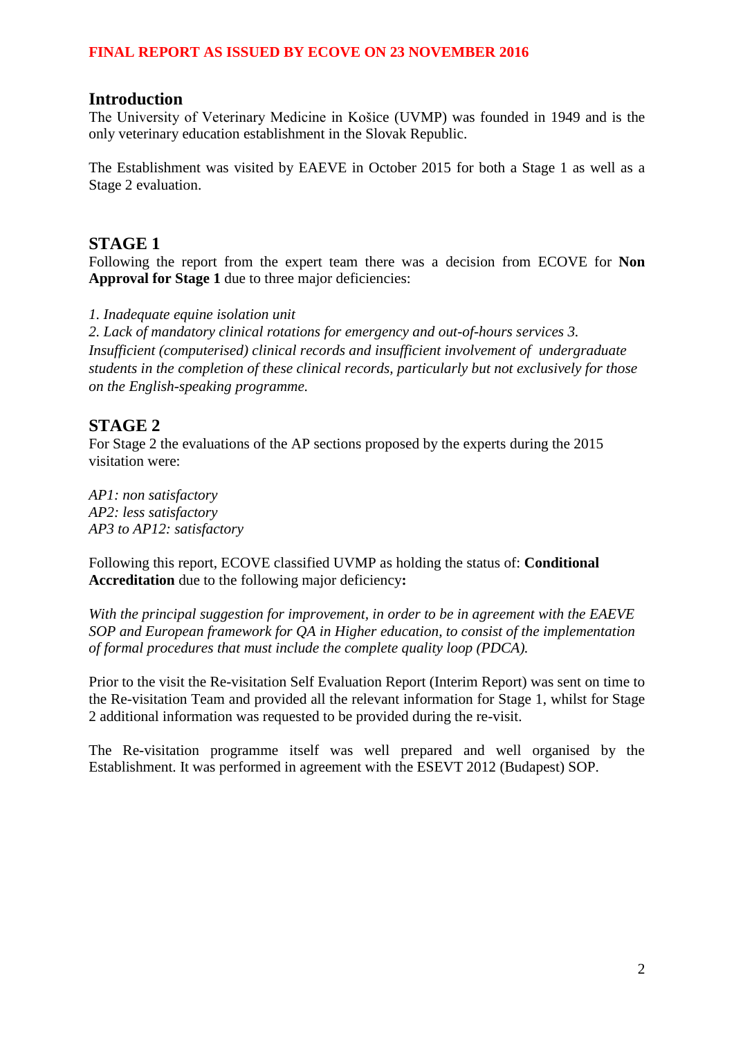**FINAL REPORT AS ISSUED BY ECOVE ON 23 NOVEMBER 2016**

## Introduction

The University of Veterinary Medicine in Košice (UVMP) was founded in 1949 and is the only veterinary education establishment in the Slovak Republic.

The Establishment was visited by EAEVE in October 2015 for both a Stage 1 as well as a Stage 2 evaluation.

## STAGE 1

Following the report from the expert team there was a decision from ECOVE for **Non Approval for Stage 1** due to three major deficiencies:

*1. Inadequate equine isolation unit*
*2. Lack of mandatory clinical rotations for emergency and out-of-hours services 3. Insufficient (computerised) clinical records and insufficient involvement of undergraduate students in the completion of these clinical records, particularly but not exclusively for those on the English-speaking programme.*

## STAGE 2

For Stage 2 the evaluations of the AP sections proposed by the experts during the 2015 visitation were:

*AP1: non satisfactory*
*AP2: less satisfactory*
*AP3 to AP12: satisfactory*

Following this report, ECOVE classified UVMP as holding the status of: **Conditional Accreditation** due to the following major deficiency**:**

*With the principal suggestion for improvement, in order to be in agreement with the EAEVE SOP and European framework for QA in Higher education, to consist of the implementation of formal procedures that must include the complete quality loop (PDCA).*

Prior to the visit the Re-visitation Self Evaluation Report (Interim Report) was sent on time to the Re-visitation Team and provided all the relevant information for Stage 1, whilst for Stage 2 additional information was requested to be provided during the re-visit.

The Re-visitation programme itself was well prepared and well organised by the Establishment. It was performed in agreement with the ESEVT 2012 (Budapest) SOP.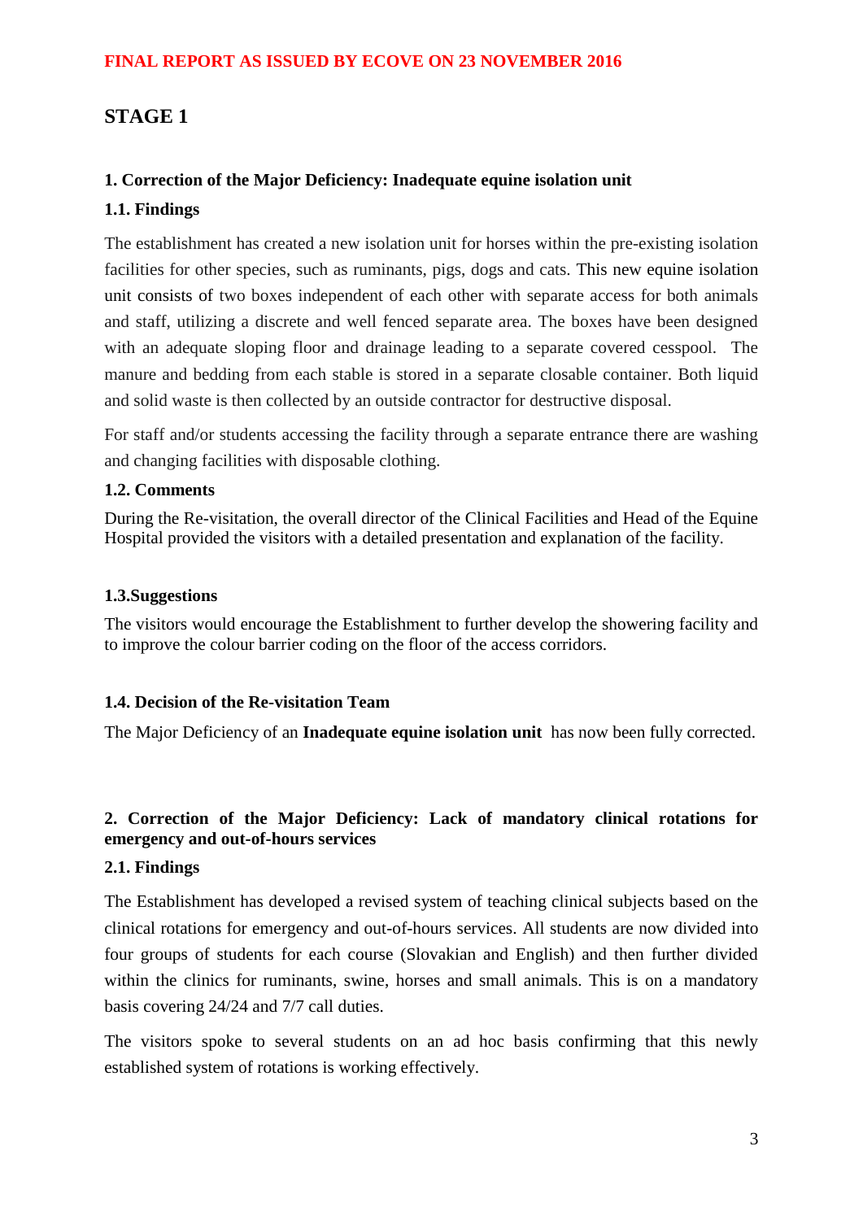**FINAL REPORT AS ISSUED BY ECOVE ON 23 NOVEMBER 2016**

## STAGE 1

### 1. Correction of the Major Deficiency: Inadequate equine isolation unit

#### 1.1. Findings

The establishment has created a new isolation unit for horses within the pre-existing isolation facilities for other species, such as ruminants, pigs, dogs and cats. This new equine isolation unit consists of two boxes independent of each other with separate access for both animals and staff, utilizing a discrete and well fenced separate area. The boxes have been designed with an adequate sloping floor and drainage leading to a separate covered cesspool. The manure and bedding from each stable is stored in a separate closable container. Both liquid and solid waste is then collected by an outside contractor for destructive disposal.

For staff and/or students accessing the facility through a separate entrance there are washing and changing facilities with disposable clothing.

#### 1.2. Comments

During the Re-visitation, the overall director of the Clinical Facilities and Head of the Equine Hospital provided the visitors with a detailed presentation and explanation of the facility.

#### 1.3.Suggestions

The visitors would encourage the Establishment to further develop the showering facility and to improve the colour barrier coding on the floor of the access corridors.

#### 1.4. Decision of the Re-visitation Team

The Major Deficiency of an **Inadequate equine isolation unit** has now been fully corrected.

### 2. Correction of the Major Deficiency: Lack of mandatory clinical rotations for emergency and out-of-hours services

#### 2.1. Findings

The Establishment has developed a revised system of teaching clinical subjects based on the clinical rotations for emergency and out-of-hours services. All students are now divided into four groups of students for each course (Slovakian and English) and then further divided within the clinics for ruminants, swine, horses and small animals. This is on a mandatory basis covering 24/24 and 7/7 call duties.

The visitors spoke to several students on an ad hoc basis confirming that this newly established system of rotations is working effectively.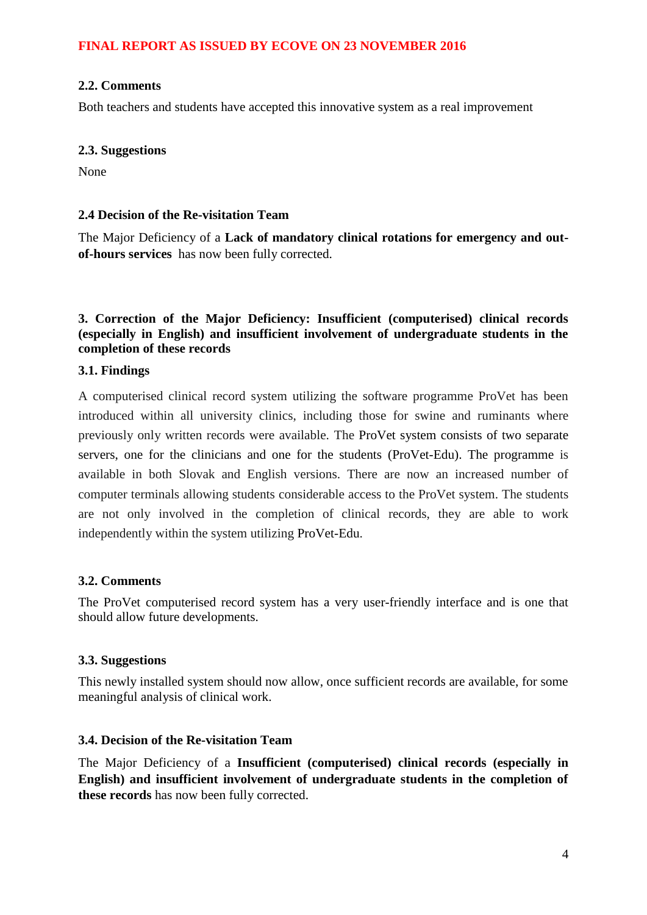#### 2.2. Comments

Both teachers and students have accepted this innovative system as a real improvement

#### 2.3. Suggestions

None

#### 2.4 Decision of the Re-visitation Team

The Major Deficiency of a **Lack of mandatory clinical rotations for emergency and out-of-hours services** has now been fully corrected.

### 3. Correction of the Major Deficiency: Insufficient (computerised) clinical records (especially in English) and insufficient involvement of undergraduate students in the completion of these records

#### 3.1. Findings

A computerised clinical record system utilizing the software programme ProVet has been introduced within all university clinics, including those for swine and ruminants where previously only written records were available. The ProVet system consists of two separate servers, one for the clinicians and one for the students (ProVet-Edu). The programme is available in both Slovak and English versions. There are now an increased number of computer terminals allowing students considerable access to the ProVet system. The students are not only involved in the completion of clinical records, they are able to work independently within the system utilizing ProVet-Edu.

#### 3.2. Comments

The ProVet computerised record system has a very user-friendly interface and is one that should allow future developments.

#### 3.3. Suggestions

This newly installed system should now allow, once sufficient records are available, for some meaningful analysis of clinical work.

#### 3.4. Decision of the Re-visitation Team

The Major Deficiency of a **Insufficient (computerised) clinical records (especially in English) and insufficient involvement of undergraduate students in the completion of these records** has now been fully corrected.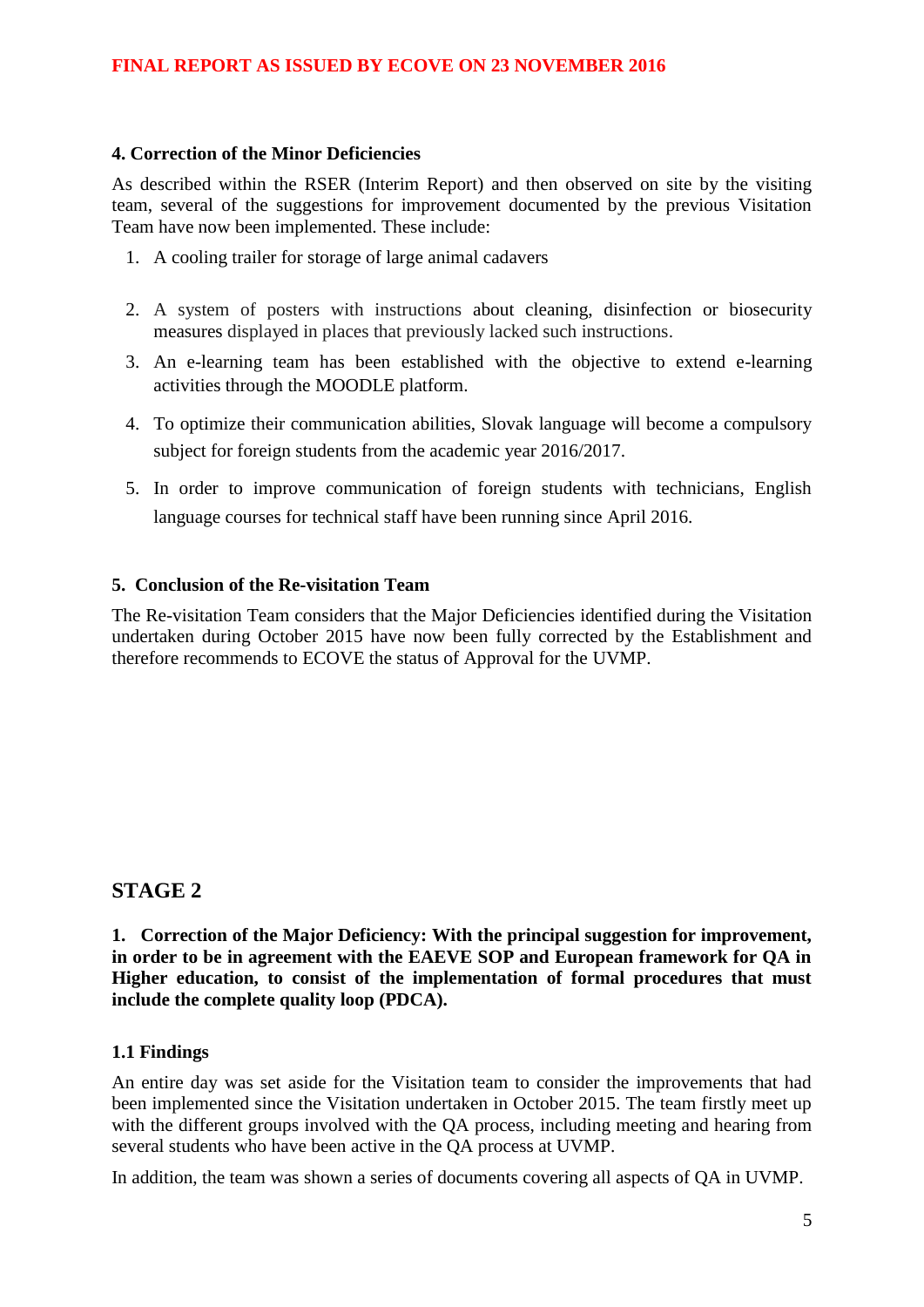### 4. Correction of the Minor Deficiencies

As described within the RSER (Interim Report) and then observed on site by the visiting team, several of the suggestions for improvement documented by the previous Visitation Team have now been implemented. These include:

1. A cooling trailer for storage of large animal cadavers
2. A system of posters with instructions about cleaning, disinfection or biosecurity measures displayed in places that previously lacked such instructions.
3. An e-learning team has been established with the objective to extend e-learning activities through the MOODLE platform.
4. To optimize their communication abilities, Slovak language will become a compulsory subject for foreign students from the academic year 2016/2017.
5. In order to improve communication of foreign students with technicians, English language courses for technical staff have been running since April 2016.

### 5. Conclusion of the Re-visitation Team

The Re-visitation Team considers that the Major Deficiencies identified during the Visitation undertaken during October 2015 have now been fully corrected by the Establishment and therefore recommends to ECOVE the status of Approval for the UVMP.

## STAGE 2

**1. Correction of the Major Deficiency: With the principal suggestion for improvement, in order to be in agreement with the EAEVE SOP and European framework for QA in Higher education, to consist of the implementation of formal procedures that must include the complete quality loop (PDCA).**

### 1.1 Findings

An entire day was set aside for the Visitation team to consider the improvements that had been implemented since the Visitation undertaken in October 2015. The team firstly meet up with the different groups involved with the QA process, including meeting and hearing from several students who have been active in the QA process at UVMP.

In addition, the team was shown a series of documents covering all aspects of QA in UVMP.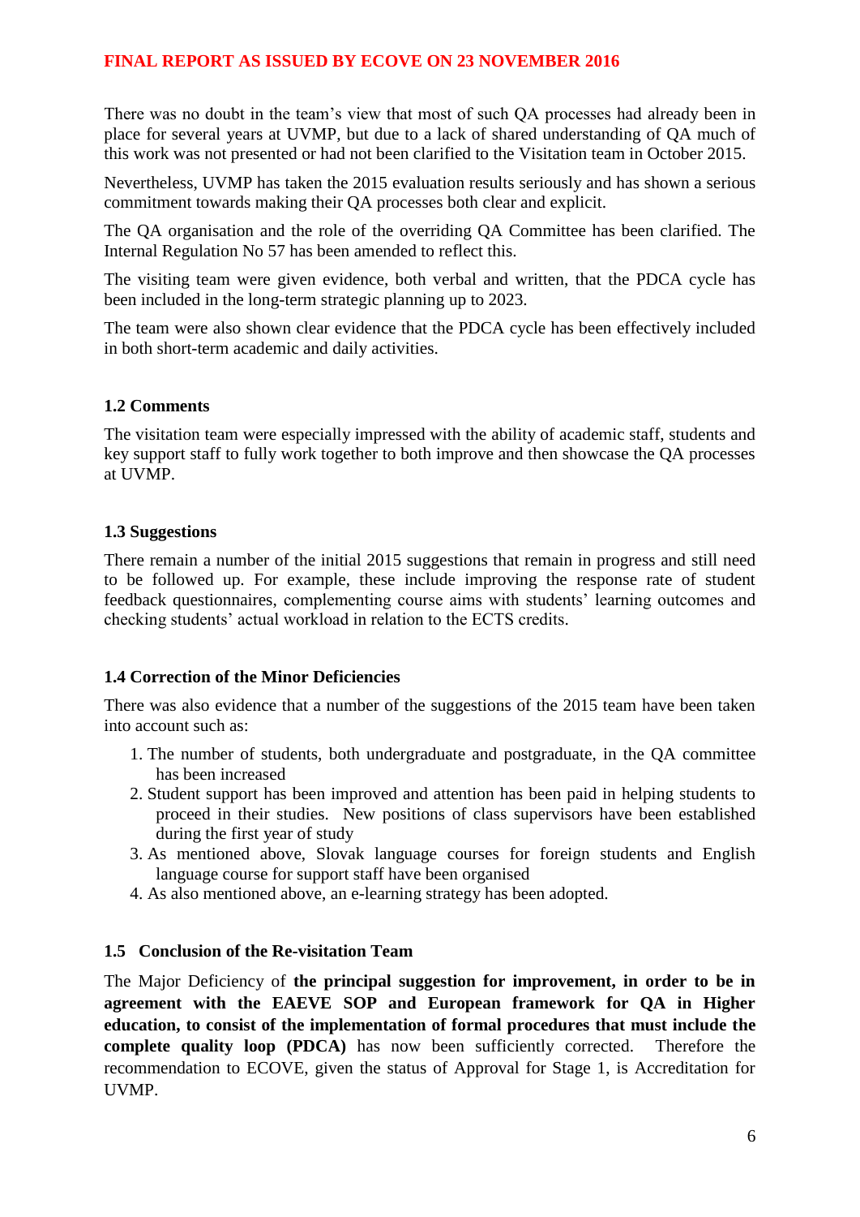There was no doubt in the team's view that most of such QA processes had already been in place for several years at UVMP, but due to a lack of shared understanding of QA much of this work was not presented or had not been clarified to the Visitation team in October 2015.

Nevertheless, UVMP has taken the 2015 evaluation results seriously and has shown a serious commitment towards making their QA processes both clear and explicit.

The QA organisation and the role of the overriding QA Committee has been clarified. The Internal Regulation No 57 has been amended to reflect this.

The visiting team were given evidence, both verbal and written, that the PDCA cycle has been included in the long-term strategic planning up to 2023.

The team were also shown clear evidence that the PDCA cycle has been effectively included in both short-term academic and daily activities.

### 1.2 Comments

The visitation team were especially impressed with the ability of academic staff, students and key support staff to fully work together to both improve and then showcase the QA processes at UVMP.

### 1.3 Suggestions

There remain a number of the initial 2015 suggestions that remain in progress and still need to be followed up. For example, these include improving the response rate of student feedback questionnaires, complementing course aims with students' learning outcomes and checking students' actual workload in relation to the ECTS credits.

### 1.4 Correction of the Minor Deficiencies

There was also evidence that a number of the suggestions of the 2015 team have been taken into account such as:

1. The number of students, both undergraduate and postgraduate, in the QA committee has been increased
2. Student support has been improved and attention has been paid in helping students to proceed in their studies. New positions of class supervisors have been established during the first year of study
3. As mentioned above, Slovak language courses for foreign students and English language course for support staff have been organised
4. As also mentioned above, an e-learning strategy has been adopted.

### 1.5 Conclusion of the Re-visitation Team

The Major Deficiency of **the principal suggestion for improvement, in order to be in agreement with the EAEVE SOP and European framework for QA in Higher education, to consist of the implementation of formal procedures that must include the complete quality loop (PDCA)** has now been sufficiently corrected. Therefore the recommendation to ECOVE, given the status of Approval for Stage 1, is Accreditation for UVMP.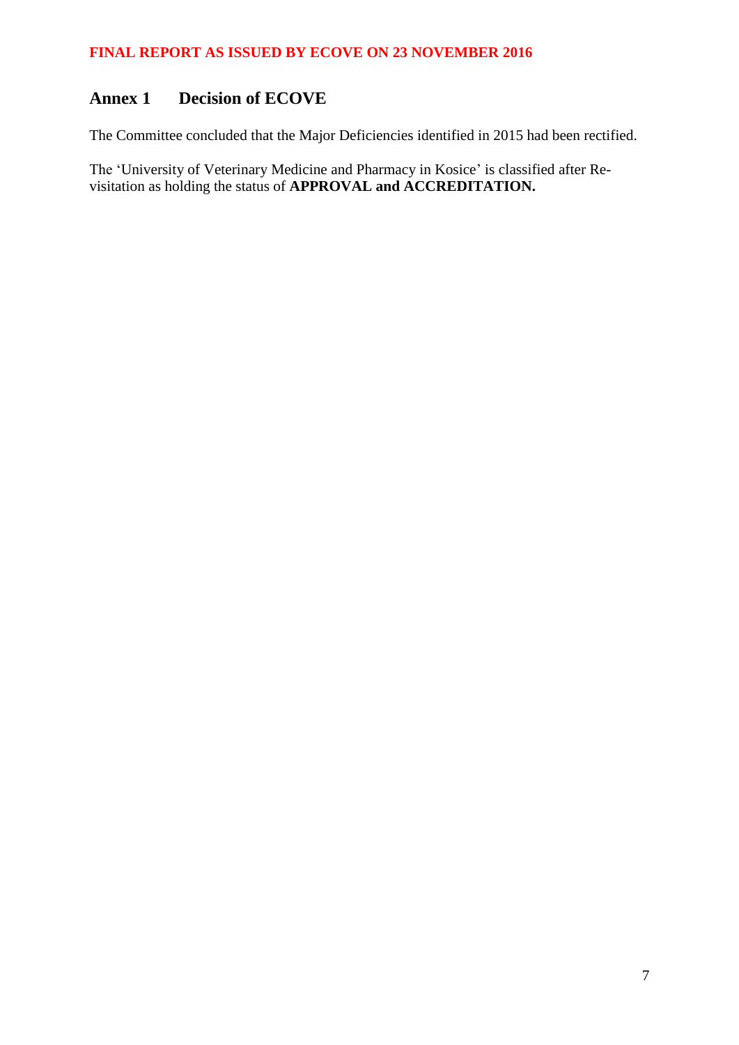**FINAL REPORT AS ISSUED BY ECOVE ON 23 NOVEMBER 2016**

## Annex 1 Decision of ECOVE

The Committee concluded that the Major Deficiencies identified in 2015 had been rectified.

The 'University of Veterinary Medicine and Pharmacy in Kosice' is classified after Re-visitation as holding the status of **APPROVAL and ACCREDITATION.**